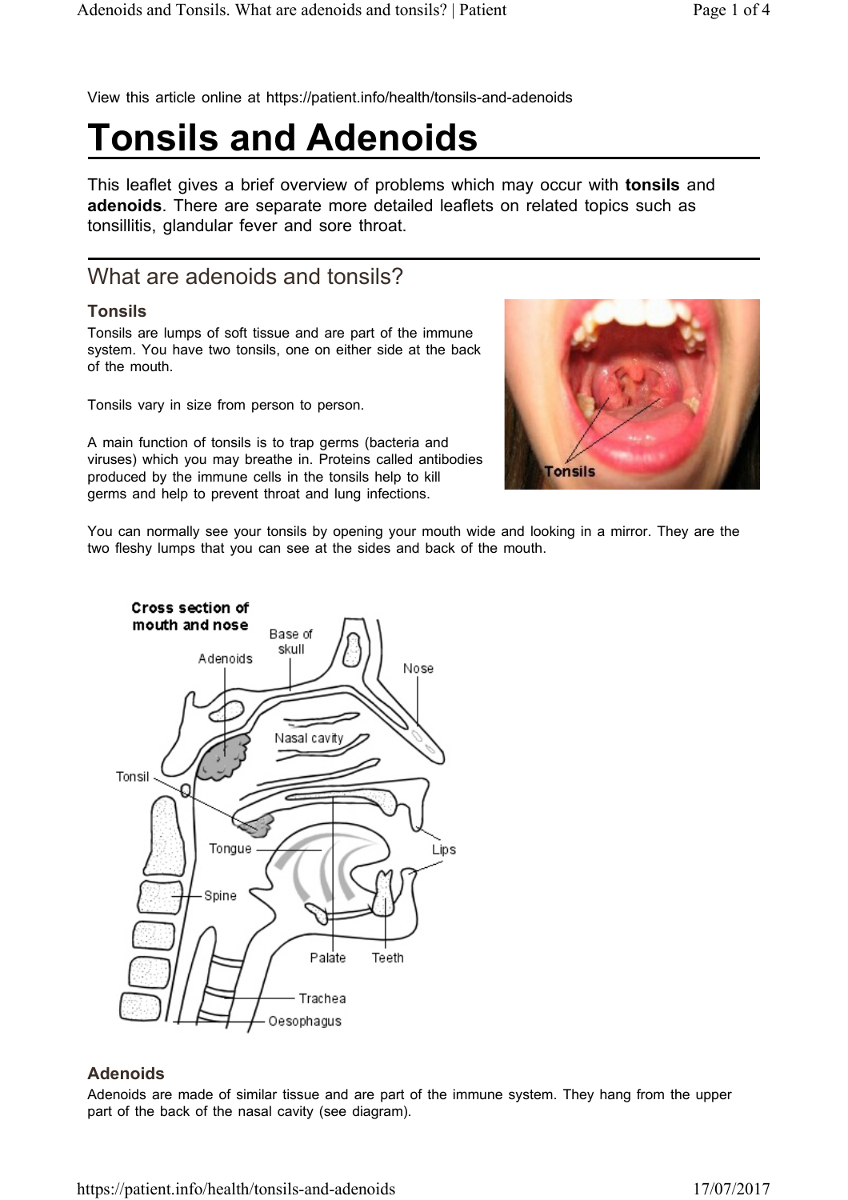View this article online at https://patient.info/health/tonsils-and-adenoids

# Tonsils and Adenoids

This leaflet gives a brief overview of problems which may occur with **tonsils** and **adenoids**. There are separate more detailed leaflets on related topics such as tonsillitis, glandular fever and sore throat.

## What are adenoids and tonsils?

### Tonsils

Tonsils are lumps of soft tissue and are part of the immune system. You have two tonsils, one on either side at the back of the mouth.

Tonsils vary in size from person to person.

A main function of tonsils is to trap germs (bacteria and viruses) which you may breathe in. Proteins called antibodies produced by the immune cells in the tonsils help to kill germs and help to prevent throat and lung infections.

You can normally see your tonsils by opening your mouth wide and looking in a mirror. They are the two fleshy lumps that you can see at the sides and back of the mouth.

### Adenoids

Adenoids are made of similar tissue and are part of the immune system. They hang from the upper part of the back of the nasal cavity (see diagram).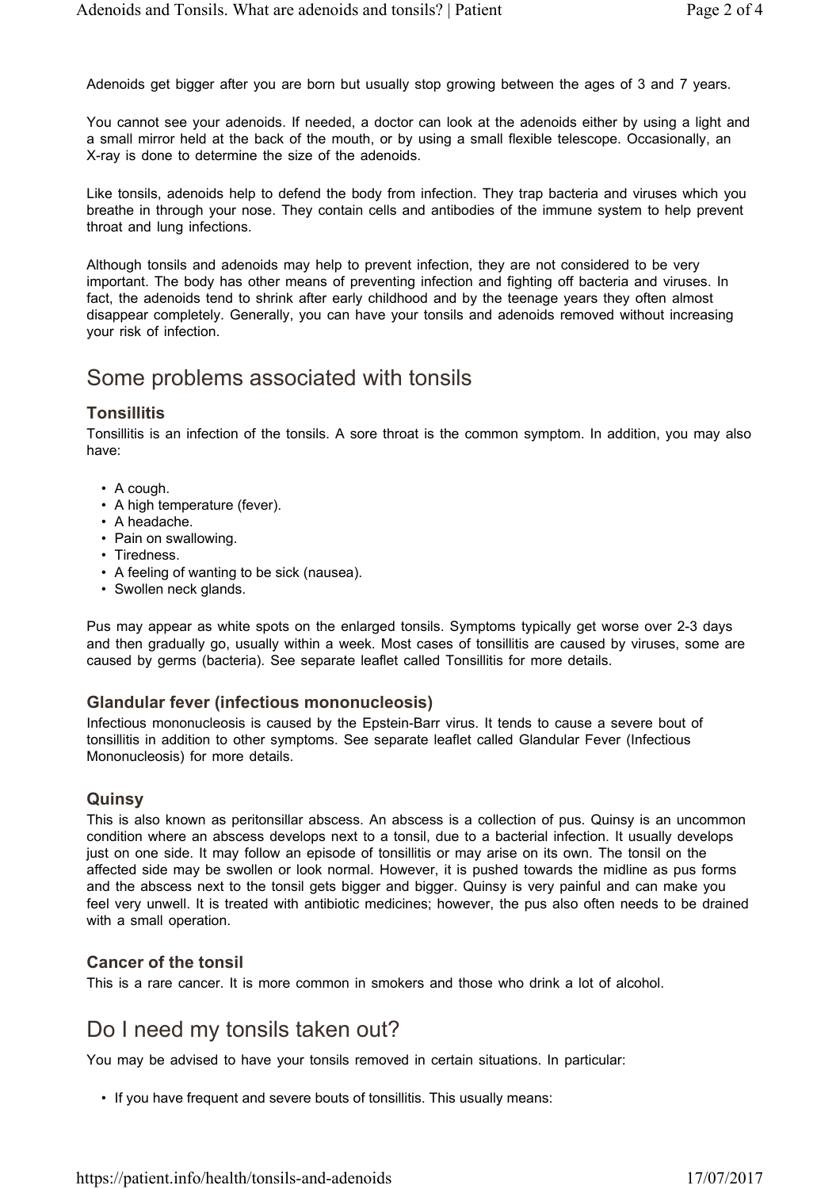Adenoids get bigger after you are born but usually stop growing between the ages of 3 and 7 years.

You cannot see your adenoids. If needed, a doctor can look at the adenoids either by using a light and a small mirror held at the back of the mouth, or by using a small flexible telescope. Occasionally, an X-ray is done to determine the size of the adenoids.

Like tonsils, adenoids help to defend the body from infection. They trap bacteria and viruses which you breathe in through your nose. They contain cells and antibodies of the immune system to help prevent throat and lung infections.

Although tonsils and adenoids may help to prevent infection, they are not considered to be very important. The body has other means of preventing infection and fighting off bacteria and viruses. In fact, the adenoids tend to shrink after early childhood and by the teenage years they often almost disappear completely. Generally, you can have your tonsils and adenoids removed without increasing your risk of infection.

## Some problems associated with tonsils

### Tonsillitis

Tonsillitis is an infection of the tonsils. A sore throat is the common symptom. In addition, you may also have:

- A cough.
- A high temperature (fever).
- A headache.
- Pain on swallowing.
- Tiredness.
- A feeling of wanting to be sick (nausea).
- Swollen neck glands.

Pus may appear as white spots on the enlarged tonsils. Symptoms typically get worse over 2-3 days and then gradually go, usually within a week. Most cases of tonsillitis are caused by viruses, some are caused by germs (bacteria). See separate leaflet called Tonsillitis for more details.

### Glandular fever (infectious mononucleosis)

Infectious mononucleosis is caused by the Epstein-Barr virus. It tends to cause a severe bout of tonsillitis in addition to other symptoms. See separate leaflet called Glandular Fever (Infectious Mononucleosis) for more details.

### Quinsy

This is also known as peritonsillar abscess. An abscess is a collection of pus. Quinsy is an uncommon condition where an abscess develops next to a tonsil, due to a bacterial infection. It usually develops just on one side. It may follow an episode of tonsillitis or may arise on its own. The tonsil on the affected side may be swollen or look normal. However, it is pushed towards the midline as pus forms and the abscess next to the tonsil gets bigger and bigger. Quinsy is very painful and can make you feel very unwell. It is treated with antibiotic medicines; however, the pus also often needs to be drained with a small operation.

### Cancer of the tonsil

This is a rare cancer. It is more common in smokers and those who drink a lot of alcohol.

## Do I need my tonsils taken out?

You may be advised to have your tonsils removed in certain situations. In particular:

- If you have frequent and severe bouts of tonsillitis. This usually means: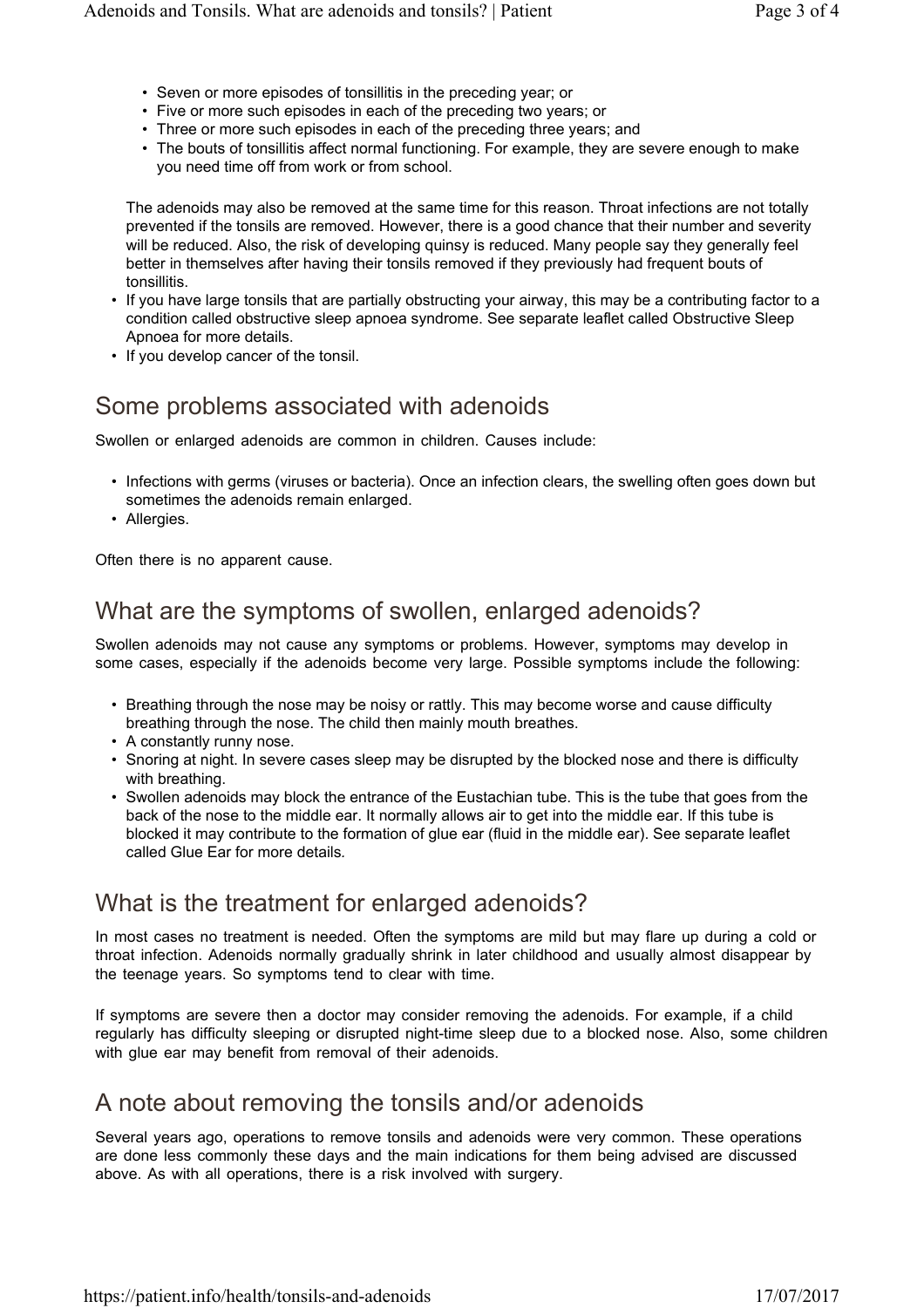- Seven or more episodes of tonsillitis in the preceding year; or
    - Five or more such episodes in each of the preceding two years; or
    - Three or more such episodes in each of the preceding three years; and
    - The bouts of tonsillitis affect normal functioning. For example, they are severe enough to make you need time off from work or from school.

  The adenoids may also be removed at the same time for this reason. Throat infections are not totally prevented if the tonsils are removed. However, there is a good chance that their number and severity will be reduced. Also, the risk of developing quinsy is reduced. Many people say they generally feel better in themselves after having their tonsils removed if they previously had frequent bouts of tonsillitis.
- If you have large tonsils that are partially obstructing your airway, this may be a contributing factor to a condition called obstructive sleep apnoea syndrome. See separate leaflet called Obstructive Sleep Apnoea for more details.
- If you develop cancer of the tonsil.

## Some problems associated with adenoids

Swollen or enlarged adenoids are common in children. Causes include:

- Infections with germs (viruses or bacteria). Once an infection clears, the swelling often goes down but sometimes the adenoids remain enlarged.
- Allergies.

Often there is no apparent cause.

## What are the symptoms of swollen, enlarged adenoids?

Swollen adenoids may not cause any symptoms or problems. However, symptoms may develop in some cases, especially if the adenoids become very large. Possible symptoms include the following:

- Breathing through the nose may be noisy or rattly. This may become worse and cause difficulty breathing through the nose. The child then mainly mouth breathes.
- A constantly runny nose.
- Snoring at night. In severe cases sleep may be disrupted by the blocked nose and there is difficulty with breathing.
- Swollen adenoids may block the entrance of the Eustachian tube. This is the tube that goes from the back of the nose to the middle ear. It normally allows air to get into the middle ear. If this tube is blocked it may contribute to the formation of glue ear (fluid in the middle ear). See separate leaflet called Glue Ear for more details.

## What is the treatment for enlarged adenoids?

In most cases no treatment is needed. Often the symptoms are mild but may flare up during a cold or throat infection. Adenoids normally gradually shrink in later childhood and usually almost disappear by the teenage years. So symptoms tend to clear with time.

If symptoms are severe then a doctor may consider removing the adenoids. For example, if a child regularly has difficulty sleeping or disrupted night-time sleep due to a blocked nose. Also, some children with glue ear may benefit from removal of their adenoids.

## A note about removing the tonsils and/or adenoids

Several years ago, operations to remove tonsils and adenoids were very common. These operations are done less commonly these days and the main indications for them being advised are discussed above. As with all operations, there is a risk involved with surgery.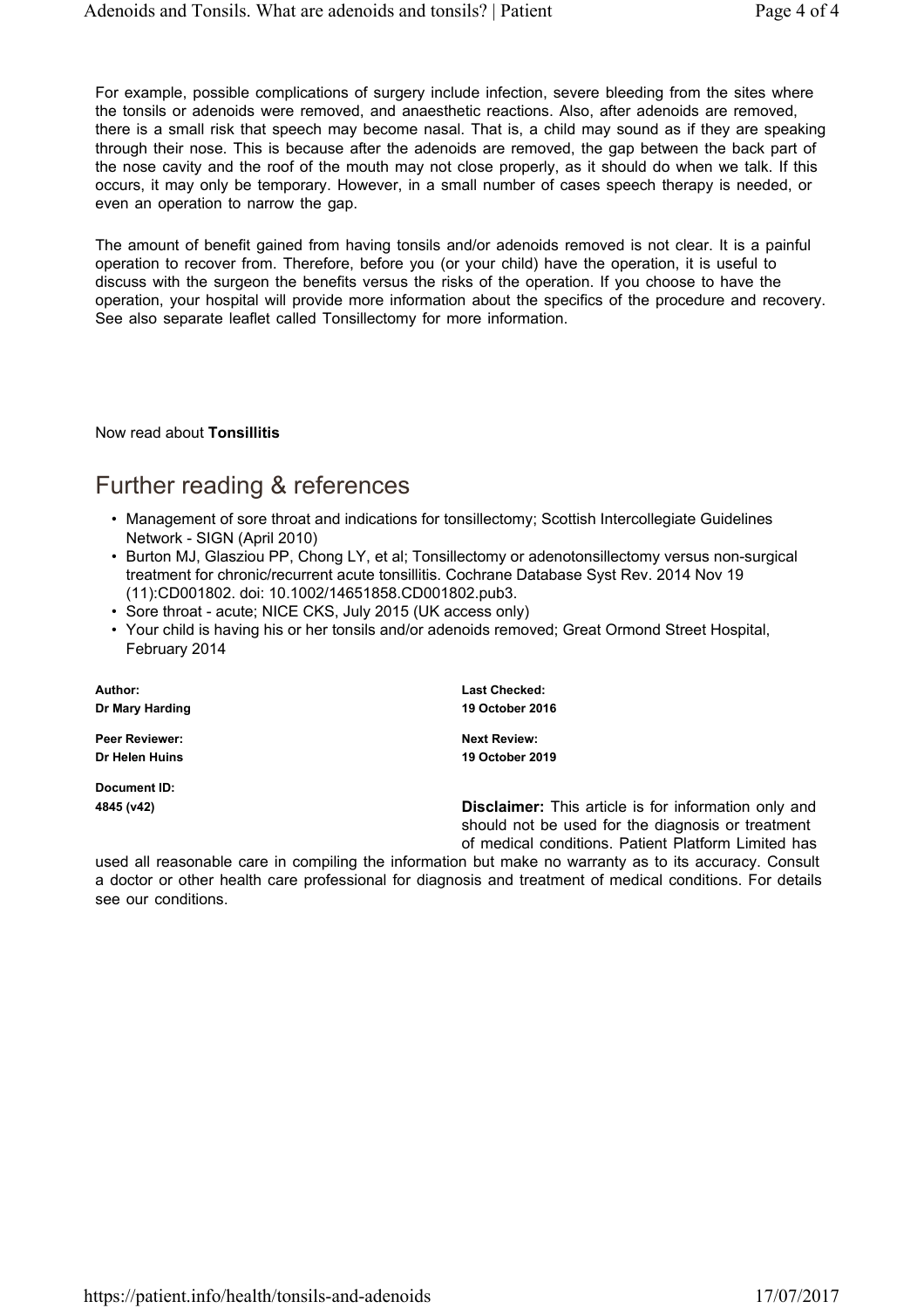For example, possible complications of surgery include infection, severe bleeding from the sites where the tonsils or adenoids were removed, and anaesthetic reactions. Also, after adenoids are removed, there is a small risk that speech may become nasal. That is, a child may sound as if they are speaking through their nose. This is because after the adenoids are removed, the gap between the back part of the nose cavity and the roof of the mouth may not close properly, as it should do when we talk. If this occurs, it may only be temporary. However, in a small number of cases speech therapy is needed, or even an operation to narrow the gap.

The amount of benefit gained from having tonsils and/or adenoids removed is not clear. It is a painful operation to recover from. Therefore, before you (or your child) have the operation, it is useful to discuss with the surgeon the benefits versus the risks of the operation. If you choose to have the operation, your hospital will provide more information about the specifics of the procedure and recovery. See also separate leaflet called Tonsillectomy for more information.

Now read about **Tonsillitis**

## Further reading & references

- Management of sore throat and indications for tonsillectomy; Scottish Intercollegiate Guidelines Network - SIGN (April 2010)
- Burton MJ, Glasziou PP, Chong LY, et al; Tonsillectomy or adenotonsillectomy versus non-surgical treatment for chronic/recurrent acute tonsillitis. Cochrane Database Syst Rev. 2014 Nov 19 (11):CD001802. doi: 10.1002/14651858.CD001802.pub3.
- Sore throat - acute; NICE CKS, July 2015 (UK access only)
- Your child is having his or her tonsils and/or adenoids removed; Great Ormond Street Hospital, February 2014

**Author:**
**Dr Mary Harding**

**Peer Reviewer:**
**Dr Helen Huins**

**Document ID:**
**4845 (v42)**

**Last Checked:**
**19 October 2016**

**Next Review:**
**19 October 2019**

**Disclaimer:** This article is for information only and should not be used for the diagnosis or treatment of medical conditions. Patient Platform Limited has used all reasonable care in compiling the information but make no warranty as to its accuracy. Consult a doctor or other health care professional for diagnosis and treatment of medical conditions. For details see our conditions.